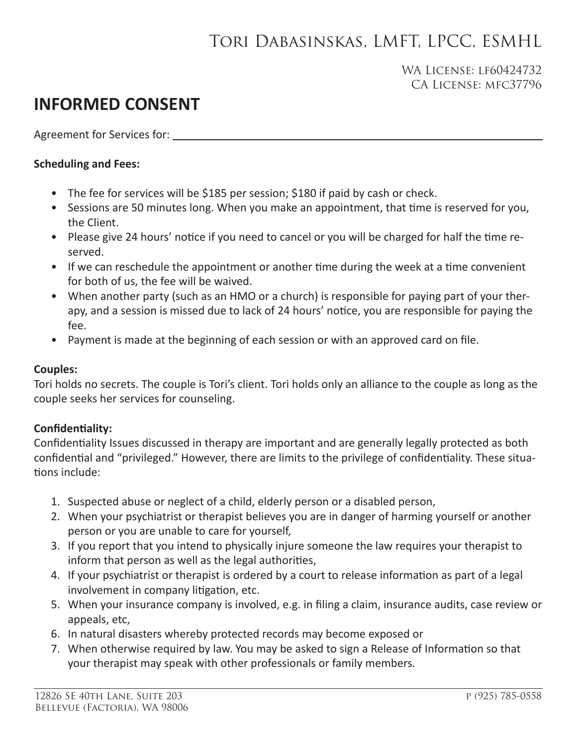# Tori Dabasinskas, LMFT, LPCC, ESMHL

WA License: lf60424732
CA License: mfc37796

## INFORMED CONSENT

Agreement for Services for: ______________________________

**Scheduling and Fees:**

- The fee for services will be $185 per session; $180 if paid by cash or check.
- Sessions are 50 minutes long. When you make an appointment, that time is reserved for you, the Client.
- Please give 24 hours' notice if you need to cancel or you will be charged for half the time reserved.
- If we can reschedule the appointment or another time during the week at a time convenient for both of us, the fee will be waived.
- When another party (such as an HMO or a church) is responsible for paying part of your therapy, and a session is missed due to lack of 24 hours' notice, you are responsible for paying the fee.
- Payment is made at the beginning of each session or with an approved card on file.

**Couples:**
Tori holds no secrets. The couple is Tori's client. Tori holds only an alliance to the couple as long as the couple seeks her services for counseling.

**Confidentiality:**
Confidentiality Issues discussed in therapy are important and are generally legally protected as both confidential and "privileged." However, there are limits to the privilege of confidentiality. These situations include:

1. Suspected abuse or neglect of a child, elderly person or a disabled person,
2. When your psychiatrist or therapist believes you are in danger of harming yourself or another person or you are unable to care for yourself,
3. If you report that you intend to physically injure someone the law requires your therapist to inform that person as well as the legal authorities,
4. If your psychiatrist or therapist is ordered by a court to release information as part of a legal involvement in company litigation, etc.
5. When your insurance company is involved, e.g. in filing a claim, insurance audits, case review or appeals, etc,
6. In natural disasters whereby protected records may become exposed or
7. When otherwise required by law. You may be asked to sign a Release of Information so that your therapist may speak with other professionals or family members.

12826 SE 40th Lane, Suite 203
Bellevue (Factoria), WA 98006

p (925) 785-0558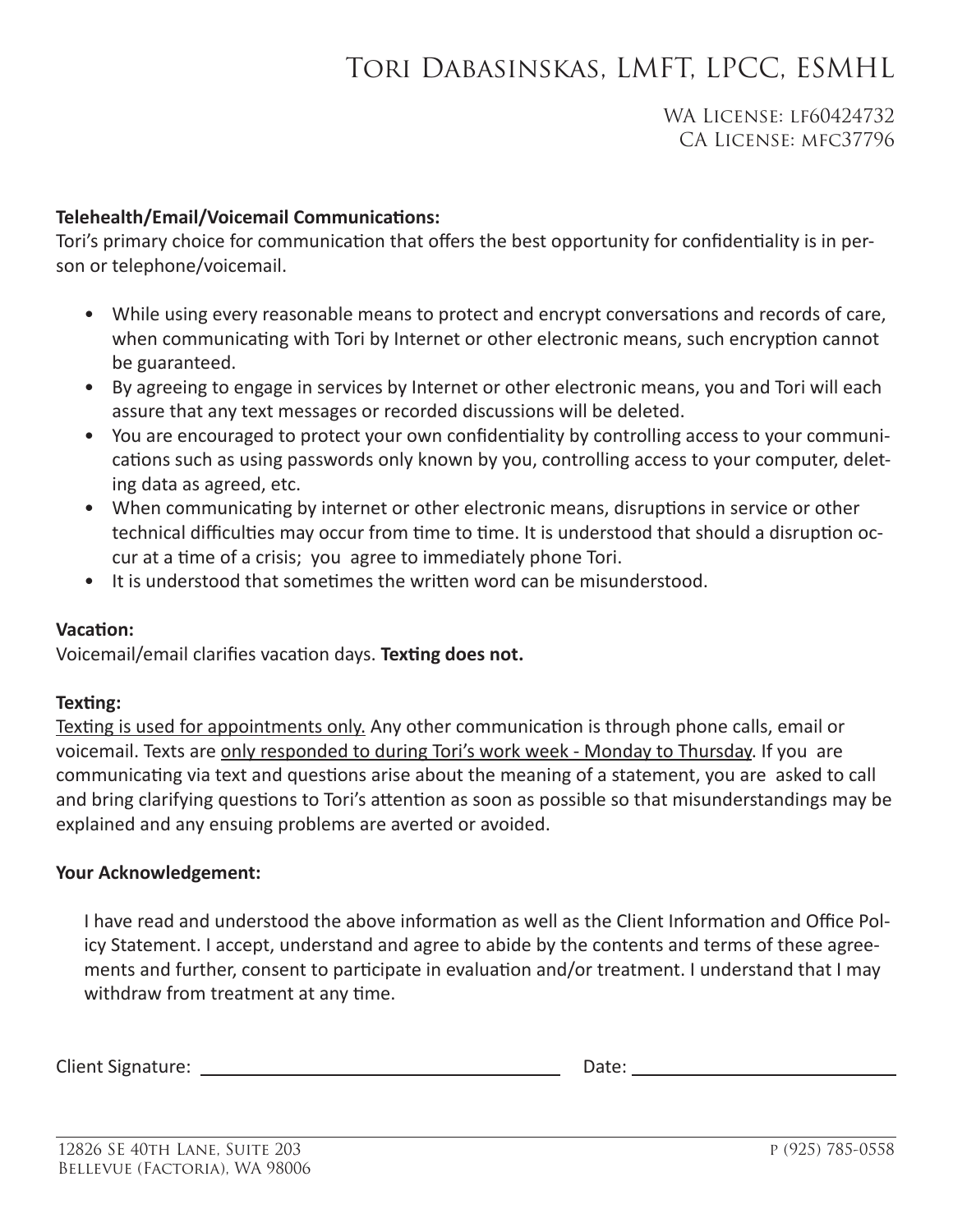# Tori Dabasinskas, LMFT, LPCC, ESMHL

WA License: lf60424732
CA License: mfc37796

**Telehealth/Email/Voicemail Communications:**
Tori's primary choice for communication that offers the best opportunity for confidentiality is in person or telephone/voicemail.

- While using every reasonable means to protect and encrypt conversations and records of care, when communicating with Tori by Internet or other electronic means, such encryption cannot be guaranteed.
- By agreeing to engage in services by Internet or other electronic means, you and Tori will each assure that any text messages or recorded discussions will be deleted.
- You are encouraged to protect your own confidentiality by controlling access to your communications such as using passwords only known by you, controlling access to your computer, deleting data as agreed, etc.
- When communicating by internet or other electronic means, disruptions in service or other technical difficulties may occur from time to time. It is understood that should a disruption occur at a time of a crisis; you agree to immediately phone Tori.
- It is understood that sometimes the written word can be misunderstood.

**Vacation:**
Voicemail/email clarifies vacation days. **Texting does not.**

**Texting:**
<u>Texting is used for appointments only.</u> Any other communication is through phone calls, email or voicemail. Texts are <u>only responded to during Tori's work week - Monday to Thursday</u>. If you are communicating via text and questions arise about the meaning of a statement, you are asked to call and bring clarifying questions to Tori's attention as soon as possible so that misunderstandings may be explained and any ensuing problems are averted or avoided.

**Your Acknowledgement:**

I have read and understood the above information as well as the Client Information and Office Policy Statement. I accept, understand and agree to abide by the contents and terms of these agreements and further, consent to participate in evaluation and/or treatment. I understand that I may withdraw from treatment at any time.

Client Signature: ______________________________ Date: ____________________

12826 SE 40th Lane, Suite 203
Bellevue (Factoria), WA 98006

p (925) 785-0558